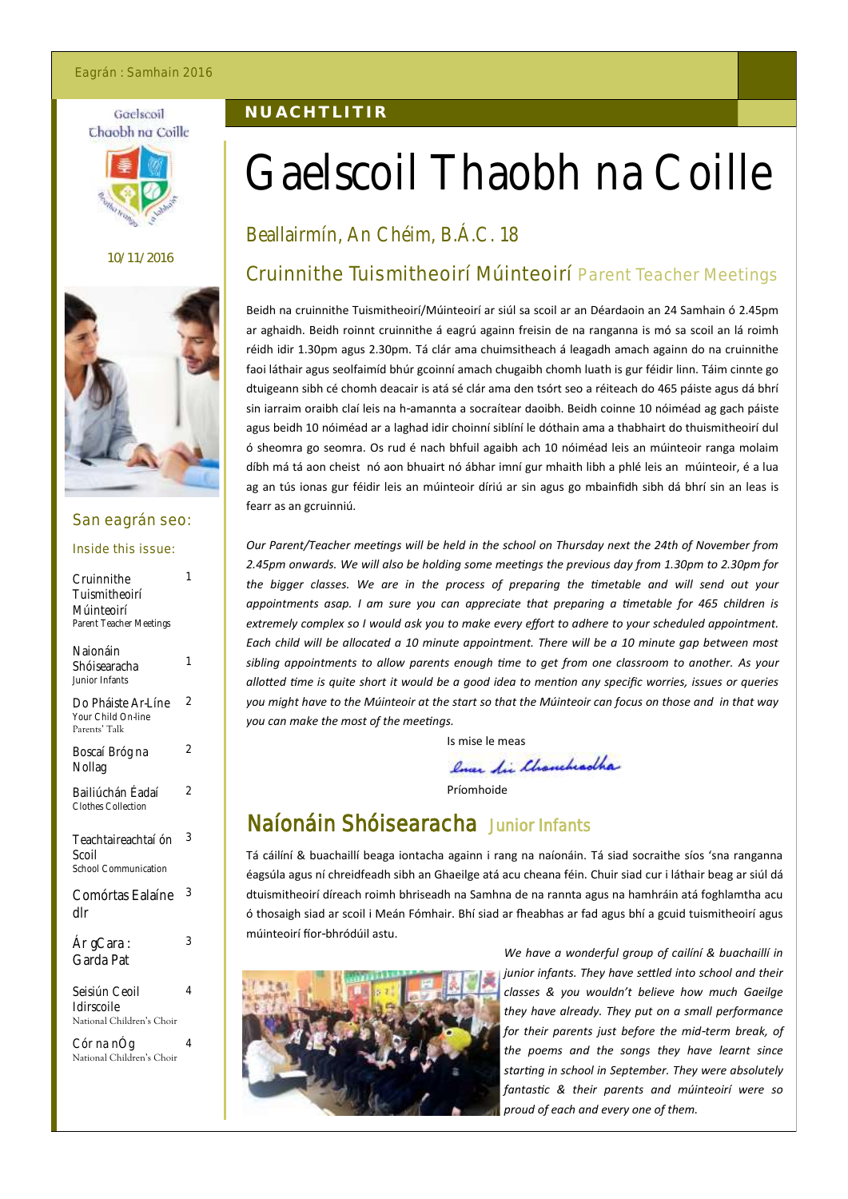Eagrán : Samhain 2016

Gaelscoil Thaobh na Coille

10/11/2016

**NUACHTLITIR**

# Gaelscoil Thaobh na Coille

## Beallairmín, An Chéim, B.Á.C. 18

### San eagrán seo:

Inside this issue:

| | |
|---|---|
| Cruinnithe Tuismitheoirí Múinteoirí Parent Teacher Meetings | 1 |
| Naionáin Shóisearacha Junior Infants | 1 |
| Do Pháiste Ar-Líne Your Child On-line Parents' Talk | 2 |
| Boscaí Bróg na Nollag | 2 |
| Bailiúchán Éadaí Clothes Collection | 2 |
| Teachtaireachtaí ón Scoil School Communication | 3 |
| Comórtas Ealaíne dlr | 3 |
| Ár gCara : Garda Pat | 3 |
| Seisiún Ceoil Idirscoile National Children's Choir | 4 |
| Cór na nÓg National Children's Choir | 4 |

## Cruinnithe Tuismitheoirí Múinteoirí Parent Teacher Meetings

Beidh na cruinnithe Tuismitheoirí/Múinteoirí ar siúl sa scoil ar an Déardaoin an 24 Samhain ó 2.45pm ar aghaidh. Beidh roinnt cruinnithe á eagrú againn freisin de na ranganna is mó sa scoil an lá roimh réidh idir 1.30pm agus 2.30pm. Tá clár ama chuimsitheach á leagadh amach againn do na cruinnithe faoi láthair agus seolfaimíd bhúr gcoinní amach chugaibh chomh luath is gur féidir linn. Táim cinnte go dtuigeann sibh cé chomh deacair is atá sé clár ama den tsórt seo a réiteach do 465 páiste agus dá bhrí sin iarraim oraibh claí leis na h-amannta a socraítear daoibh. Beidh coinne 10 nóiméad ag gach páiste agus beidh 10 nóiméad ar a laghad idir choinní siblíní le dóthain ama a thabhairt do thuismitheoirí dul ó sheomra go seomra. Os rud é nach bhfuil agaibh ach 10 nóiméad leis an múinteoir ranga molaim díbh má tá aon cheist nó aon bhuairt nó ábhar imní gur mhaith libh a phlé leis an múinteoir, é a lua ag an tús ionas gur féidir leis an múinteoir díriú ar sin agus go mbainfidh sibh dá bhrí sin an leas is fearr as an gcruinniú.

*Our Parent/Teacher meetings will be held in the school on Thursday next the 24th of November from 2.45pm onwards. We will also be holding some meetings the previous day from 1.30pm to 2.30pm for the bigger classes. We are in the process of preparing the timetable and will send out your appointments asap. I am sure you can appreciate that preparing a timetable for 465 children is extremely complex so I would ask you to make every effort to adhere to your scheduled appointment. Each child will be allocated a 10 minute appointment. There will be a 10 minute gap between most sibling appointments to allow parents enough time to get from one classroom to another. As your allotted time is quite short it would be a good idea to mention any specific worries, issues or queries you might have to the Múinteoir at the start so that the Múinteoir can focus on those and in that way you can make the most of the meetings.*

Is mise le meas

Éanna Ní Chonchradha

Príomhoide

## Naíonáin Shóisearacha Junior Infants

Tá cáilíní & buachaillí beaga iontacha againn i rang na naíonáin. Tá siad socraithe síos 'sna ranganna éagsúla agus ní chreidfeadh sibh an Ghaeilge atá acu cheana féin. Chuir siad cur i láthair beag ar siúl dá dtuismitheoirí díreach roimh bhriseadh na Samhna de na rannta agus na hamhráin atá foghlamtha acu ó thosaigh siad ar scoil i Meán Fómhair. Bhí siad ar fheabhas ar fad agus bhí a gcuid tuismitheoirí agus múinteoirí fíor-bhródúil astu.

*We have a wonderful group of cailíní & buachaillí in junior infants. They have settled into school and their classes & you wouldn't believe how much Gaeilge they have already. They put on a small performance for their parents just before the mid-term break, of the poems and the songs they have learnt since starting in school in September. They were absolutely fantastic & their parents and múinteoirí were so proud of each and every one of them.*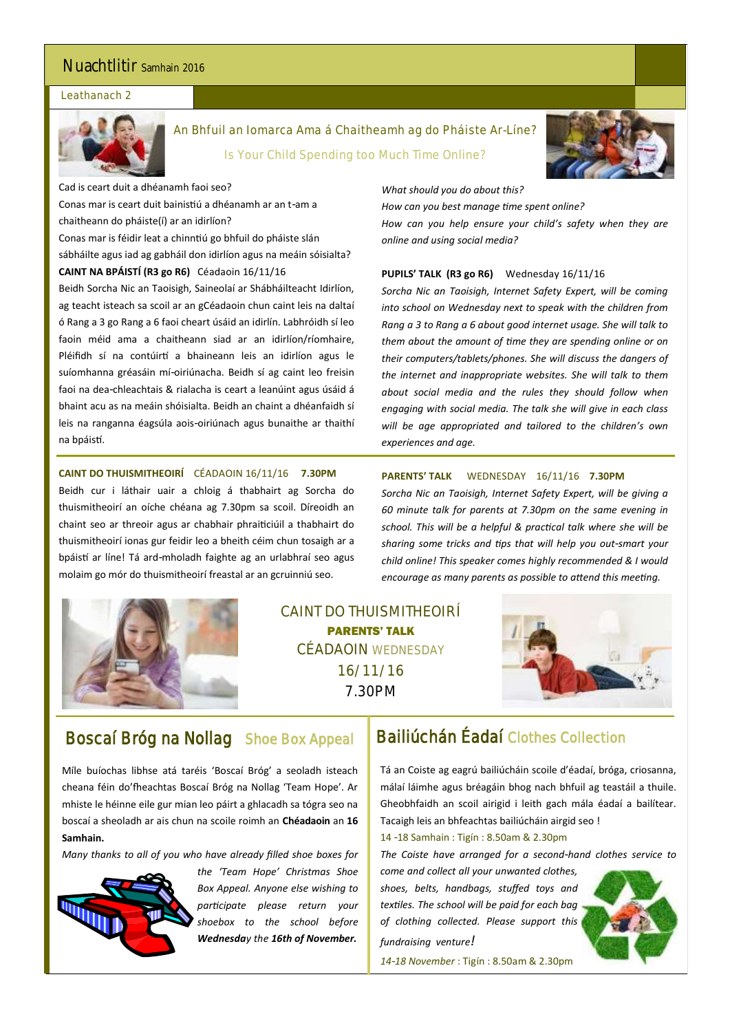# An Bhfuil an Iomarca Ama á Chaitheamh ag do Pháiste Ar-Líne?

## Is Your Child Spending too Much Time Online?

Cad is ceart duit a dhéanamh faoi seo?

Conas mar is ceart duit bainistiú a dhéanamh ar an t-am a chaitheann do pháiste(í) ar an idirlíon?

Conas mar is féidir leat a chinntiú go bhfuil do pháiste slán sábháilte agus iad ag gabháil don idirlíon agus na meáin sóisialta?

**CAINT NA BPÁISTÍ (R3 go R6)** Céadaoin 16/11/16

Beidh Sorcha Nic an Taoisigh, Saineolaí ar Shábháilteacht Idirlíon, ag teacht isteach sa scoil ar an gCéadaoin chun caint leis na daltaí ó Rang a 3 go Rang a 6 faoi cheart úsáid an idirlín. Labhróidh sí leo faoin méid ama a chaitheann siad ar an idirlíon/ríomhaire, Pléifidh sí na contúirtí a bhaineann leis an idirlíon agus le suíomhanna gréasáin mí-oiriúnacha. Beidh sí ag caint leo freisin faoi na dea-chleachtais & rialacha is ceart a leanúint agus úsáid á bhaint acu as na meáin shóisialta. Beidh an chaint a dhéanfaidh sí leis na ranganna éagsúla aois-oiriúnach agus bunaithe ar thaithí na bpáistí.

*What should you do about this?*

*How can you best manage time spent online?*

*How can you help ensure your child's safety when they are online and using social media?*

**PUPILS' TALK (R3 go R6)** Wednesday 16/11/16

*Sorcha Nic an Taoisigh, Internet Safety Expert, will be coming into school on Wednesday next to speak with the children from Rang a 3 to Rang a 6 about good internet usage. She will talk to them about the amount of time they are spending online or on their computers/tablets/phones. She will discuss the dangers of the internet and inappropriate websites. She will talk to them about social media and the rules they should follow when engaging with social media. The talk she will give in each class will be age appropriated and tailored to the children's own experiences and age.*

**CAINT DO THUISMITHEOIRÍ** CÉADAOIN 16/11/16 **7.30PM**

Beidh cur i láthair uair a chloig á thabhairt ag Sorcha do thuismitheoirí an oíche chéana ag 7.30pm sa scoil. Díreoidh an chaint seo ar threoir agus ar chabhair phraiticiúil a thabhairt do thuismitheoirí ionas gur feidir leo a bheith céim chun tosaigh ar a bpáistí ar líne! Tá ard-mholadh faighte ag an urlabhraí seo agus molaim go mór do thuismitheoirí freastal ar an gcruinniú seo.

**PARENTS' TALK** WEDNESDAY 16/11/16 **7.30PM**

*Sorcha Nic an Taoisigh, Internet Safety Expert, will be giving a 60 minute talk for parents at 7.30pm on the same evening in school. This will be a helpful & practical talk where she will be sharing some tricks and tips that will help you out-smart your child online! This speaker comes highly recommended & I would encourage as many parents as possible to attend this meeting.*

CAINT DO THUISMITHEOIRÍ
**PARENTS' TALK**
CÉADAOIN WEDNESDAY
16/11/16
7.30PM

## Boscaí Bróg na Nollag Shoe Box Appeal

Míle buíochas libhse atá tréis 'Boscaí Bróg' a seoladh isteach cheana féin do'fheachtas Boscaí Bróg na Nollag 'Team Hope'. Ar mhiste le héinne eile gur mian leo páirt a ghlacadh sa tógra seo na boscaí a sheoladh ar ais chun na scoile roimh an **Chéadaoin** an **16 Samhain.**

*Many thanks to all of you who have already filled shoe boxes for the 'Team Hope' Christmas Shoe Box Appeal. Anyone else wishing to participate please return your shoebox to the school before **Wednesday** the **16th of November.***

## Bailiúchán Éadaí Clothes Collection

Tá an Coiste ag eagrú bailiúcháin scoile d'éadaí, bróga, criosanna, málaí láimhe agus bréagáin bhog nach bhfuil ag teastáil a thuile. Gheobhfaidh an scoil airigid i leith gach mála éadaí a bailítear. Tacaigh leis an bhfeachtas bailiúcháin airgid seo !

14 -18 Samhain : Tigín : 8.50am & 2.30pm

*The Coiste have arranged for a second-hand clothes service to come and collect all your unwanted clothes, shoes, belts, handbags, stuffed toys and textiles. The school will be paid for each bag of clothing collected. Please support this fundraising venture!*

*14-18 November* : Tigín : 8.50am & 2.30pm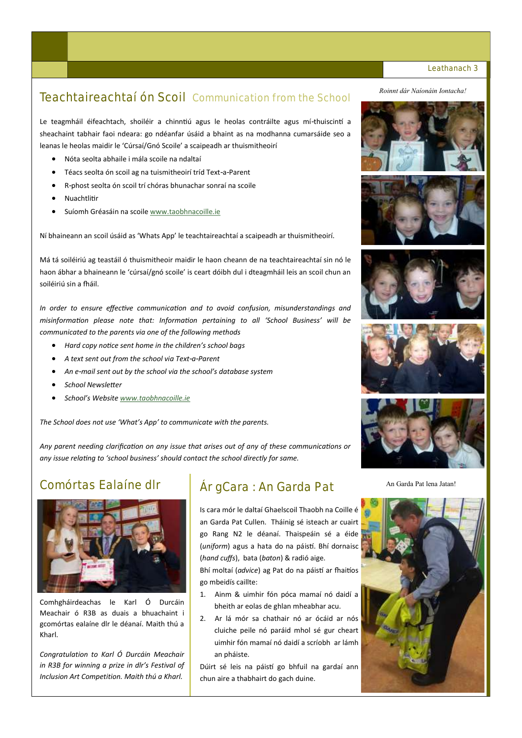## Teachtaireachtaí ón Scoil Communication from the School

Le teagmháil éifeachtach, shoiléir a chinntiú agus le heolas contráilte agus mí-thuiscintí a sheachaint tabhair faoi ndeara: go ndéanfar úsáid a bhaint as na modhanna cumarsáide seo a leanas le heolas maidir le 'Cúrsaí/Gnó Scoile' a scaipeadh ar thuismitheoirí

- Nóta seolta abhaile i mála scoile na ndaltaí
- Téacs seolta ón scoil ag na tuismitheoirí tríd Text-a-Parent
- R-phost seolta ón scoil trí chóras bhunachar sonraí na scoile
- Nuachtlitir
- Suíomh Gréasáin na scoile www.taobhnacoille.ie

Ní bhaineann an scoil úsáid as 'Whats App' le teachtaireachtaí a scaipeadh ar thuismitheoirí.

Má tá soiléiriú ag teastáil ó thuismitheoir maidir le haon cheann de na teachtaireachtaí sin nó le haon ábhar a bhaineann le 'cúrsaí/gnó scoile' is ceart dóibh dul i dteagmháil leis an scoil chun an soiléiriú sin a fháil.

*In order to ensure effective communication and to avoid confusion, misunderstandings and misinformation please note that: Information pertaining to all 'School Business' will be communicated to the parents via one of the following methods*

- *Hard copy notice sent home in the children's school bags*
- *A text sent out from the school via Text-a-Parent*
- *An e-mail sent out by the school via the school's database system*
- *School Newsletter*
- *School's Website www.taobhnacoille.ie*

*The School does not use 'What's App' to communicate with the parents.*

*Any parent needing clarification on any issue that arises out of any of these communications or any issue relating to 'school business' should contact the school directly for same.*

*Roinnt dár Naíonáin Iontacha!*

## Comórtas Ealaíne dlr

Comhghháirdeachas le Karl Ó Durcáin Meachair ó R3B as duais a bhuachaint i gcomórtas ealaíne dlr le déanaí. Maith thú a Kharl.

*Congratulation to Karl Ó Durcáin Meachair in R3B for winning a prize in dlr's Festival of Inclusion Art Competition. Maith thú a Kharl.*

## Ár gCara : An Garda Pat

Is cara mór le daltaí Ghaelscoil Thaobh na Coille é an Garda Pat Cullen. Tháinig sé isteach ar cuairt go Rang N2 le déanaí. Thaispeáin sé a éide (*uniform*) agus a hata do na páistí. Bhí dornaisc (*hand cuffs*), bata (*baton*) & radió aige.

Bhí moltaí (*advice*) ag Pat do na páistí ar fhaitíos go mbeidís caillte:

1. Ainm & uimhir fón póca mamaí nó daidí a bheith ar eolas de ghlan mheabhar acu.
2. Ar lá mór sa chathair nó ar ócáid ar nós cluiche peile nó paráid mhol sé gur cheart uimhir fón mamaí nó daidí a scríobh ar lámh an pháiste.

Dúirt sé leis na páistí go bhfuil na gardaí ann chun aire a thabhairt do gach duine.

An Garda Pat lena Jatan!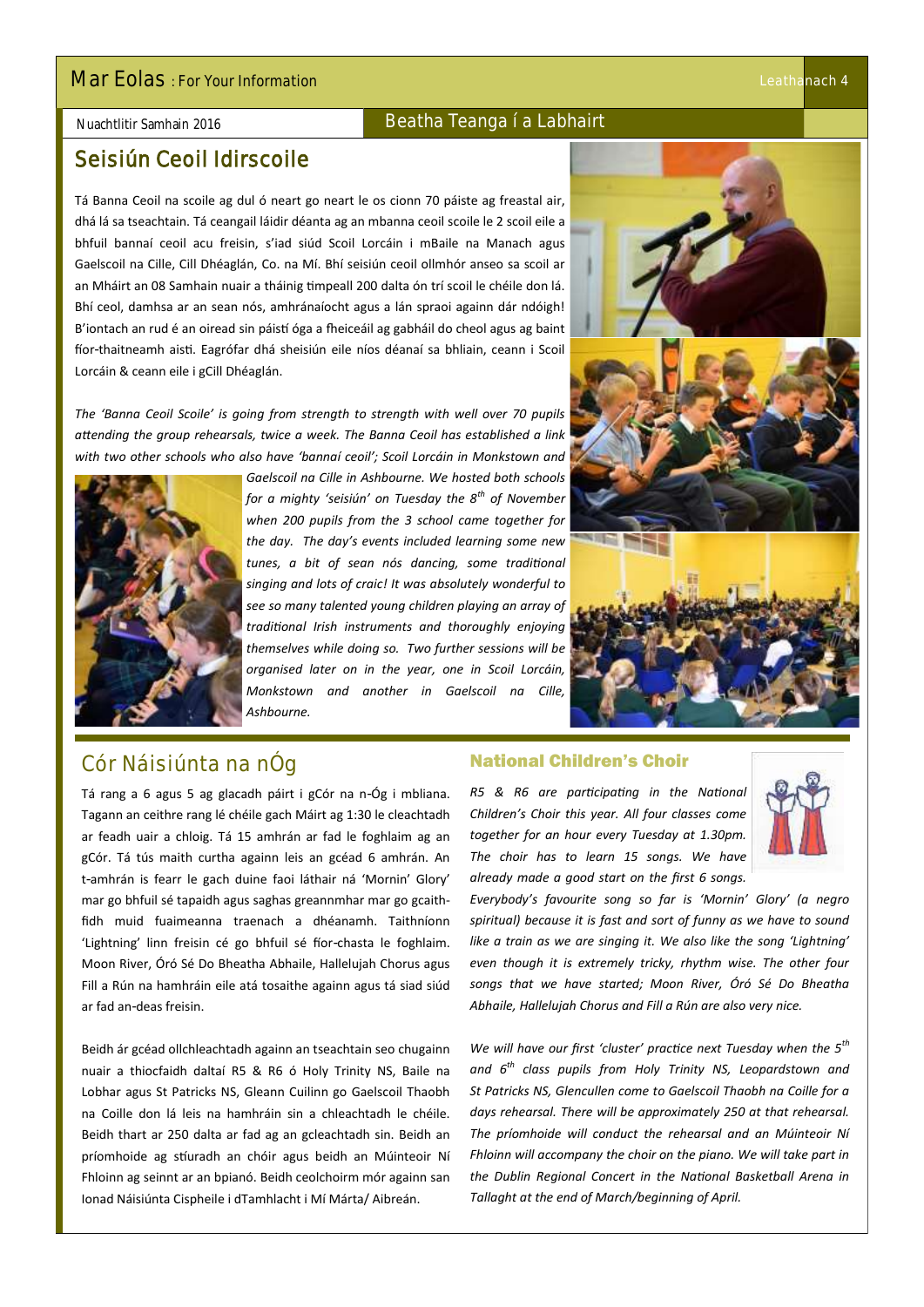Nuachtlitir Samhain 2016

Beatha Teanga í a Labhairt

## Seisiún Ceoil Idirscoile

Tá Banna Ceoil na scoile ag dul ó neart go neart le os cionn 70 páiste ag freastal air, dhá lá sa tseachtain. Tá ceangail láidir déanta ag an mbanna ceoil scoile le 2 scoil eile a bhfuil bannaí ceoil acu freisin, s'iad siúd Scoil Lorcáin i mBaile na Manach agus Gaelscoil na Cille, Cill Dhéaglán, Co. na Mí. Bhí seisiún ceoil ollmhór anseo sa scoil ar an Mháirt an 08 Samhain nuair a tháinig timpeall 200 dalta ón trí scoil le chéile don lá. Bhí ceol, damhsa ar an sean nós, amhránaíocht agus a lán spraoi againn dár ndóigh! B'iontach an rud é an oiread sin páistí óga a fheiceáil ag gabháil do cheol agus ag baint fíor-thaitneamh aisti. Eagrófar dhá sheisiún eile níos déanaí sa bhliain, ceann i Scoil Lorcáin & ceann eile i gCill Dhéaglán.

*The 'Banna Ceoil Scoile' is going from strength to strength with well over 70 pupils attending the group rehearsals, twice a week. The Banna Ceoil has established a link with two other schools who also have 'bannaí ceoil'; Scoil Lorcáin in Monkstown and Gaelscoil na Cille in Ashbourne. We hosted both schools for a mighty 'seisiún' on Tuesday the 8th of November when 200 pupils from the 3 school came together for the day. The day's events included learning some new tunes, a bit of sean nós dancing, some traditional singing and lots of craic! It was absolutely wonderful to see so many talented young children playing an array of traditional Irish instruments and thoroughly enjoying themselves while doing so. Two further sessions will be organised later on in the year, one in Scoil Lorcáin, Monkstown and another in Gaelscoil na Cille, Ashbourne.*

## Cór Náisiúnta na nÓg

Tá rang a 6 agus 5 ag glacadh páirt i gCór na n-Óg i mbliana. Tagann an ceithre rang lé chéile gach Máirt ag 1:30 le cleachtadh ar feadh uair a chloig. Tá 15 amhrán ar fad le foghlaim ag an gCór. Tá tús maith curtha againn leis an gcéad 6 amhrán. An t-amhrán is fearr le gach duine faoi láthair ná 'Mornin' Glory' mar go bhfuil sé tapaidh agus saghas greannmhar mar go gcaithfidh muid fuaimeanna traenach a dhéanamh. Taithníonn 'Lightning' linn freisin cé go bhfuil sé fíor-chasta le foghlaim. Moon River, Óró Sé Do Bheatha Abhaile, Hallelujah Chorus agus Fill a Rún na hamhráin eile atá tosaithe againn agus tá siad siúd ar fad an-deas freisin.

Beidh ár gcéad ollchleachtadh againn an tseachtain seo chugainn nuair a thiocfaidh daltaí R5 & R6 ó Holy Trinity NS, Baile na Lobhar agus St Patricks NS, Gleann Cuilinn go Gaelscoil Thaobh na Coille don lá leis na hamhráin sin a chleachtadh le chéile. Beidh thart ar 250 dalta ar fad ag an gcleachtadh sin. Beidh an príomhoide ag stiúradh an chóir agus beidh an Múinteoir Ní Fhloinn ag seinnt ar an bpianó. Beidh ceolchoirm mór againn san Ionad Náisiúnta Cispheile i dTamhlacht i Mí Márta/ Aibreán.

### National Children's Choir

*R5 & R6 are participating in the National Children's Choir this year. All four classes come together for an hour every Tuesday at 1.30pm. The choir has to learn 15 songs. We have already made a good start on the first 6 songs. Everybody's favourite song so far is 'Mornin' Glory' (a negro spiritual) because it is fast and sort of funny as we have to sound like a train as we are singing it. We also like the song 'Lightning' even though it is extremely tricky, rhythm wise. The other four songs that we have started; Moon River, Óró Sé Do Bheatha Abhaile, Hallelujah Chorus and Fill a Rún are also very nice.*

*We will have our first 'cluster' practice next Tuesday when the 5th and 6th class pupils from Holy Trinity NS, Leopardstown and St Patricks NS, Glencullen come to Gaelscoil Thaobh na Coille for a days rehearsal. There will be approximately 250 at that rehearsal. The príomhoide will conduct the rehearsal and an Múinteoir Ní Fhloinn will accompany the choir on the piano. We will take part in the Dublin Regional Concert in the National Basketball Arena in Tallaght at the end of March/beginning of April.*